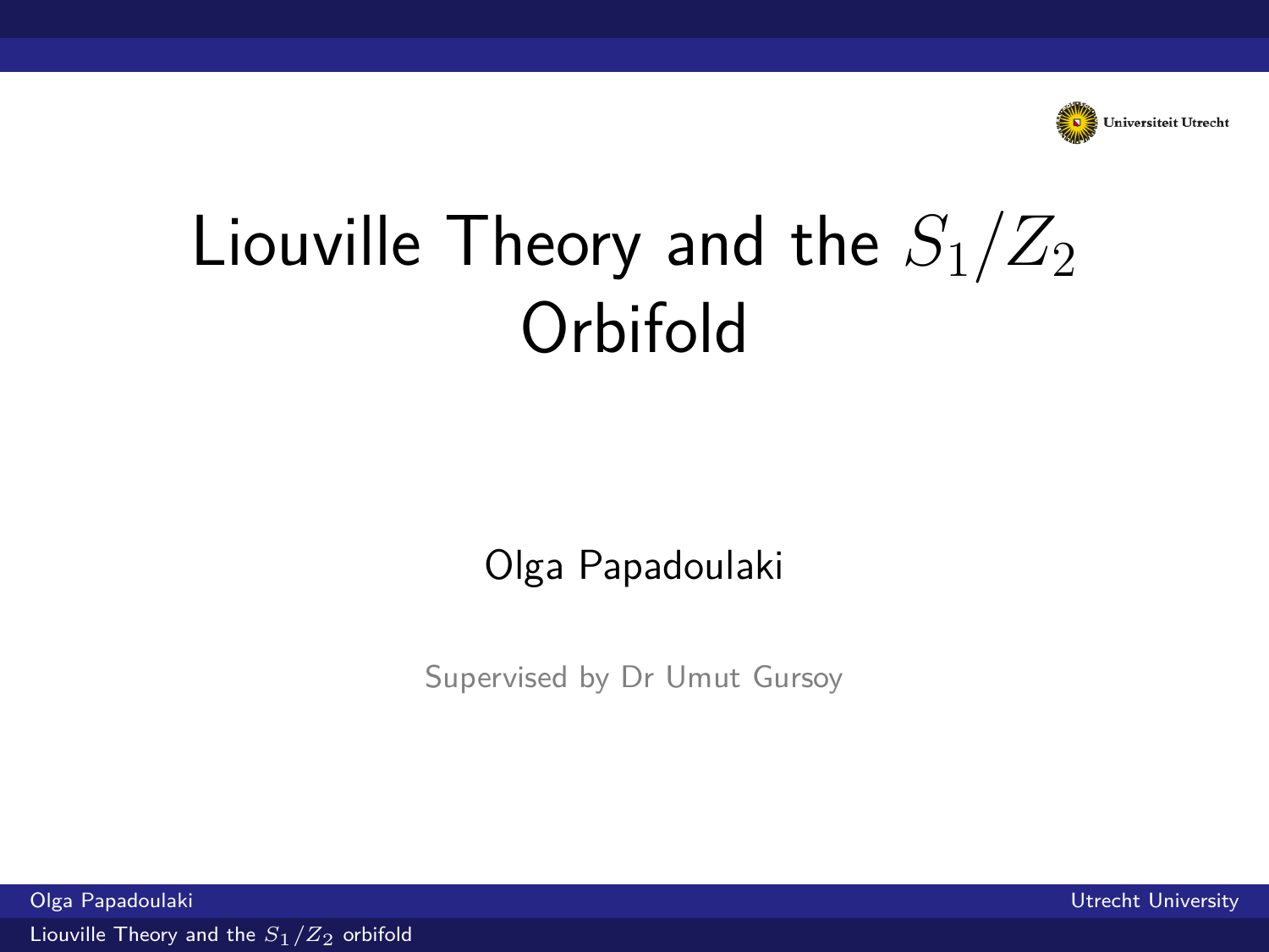# Liouville Theory and the $S_1/Z_2$ Orbifold

Olga Papadoulaki

Supervised by Dr Umut Gursoy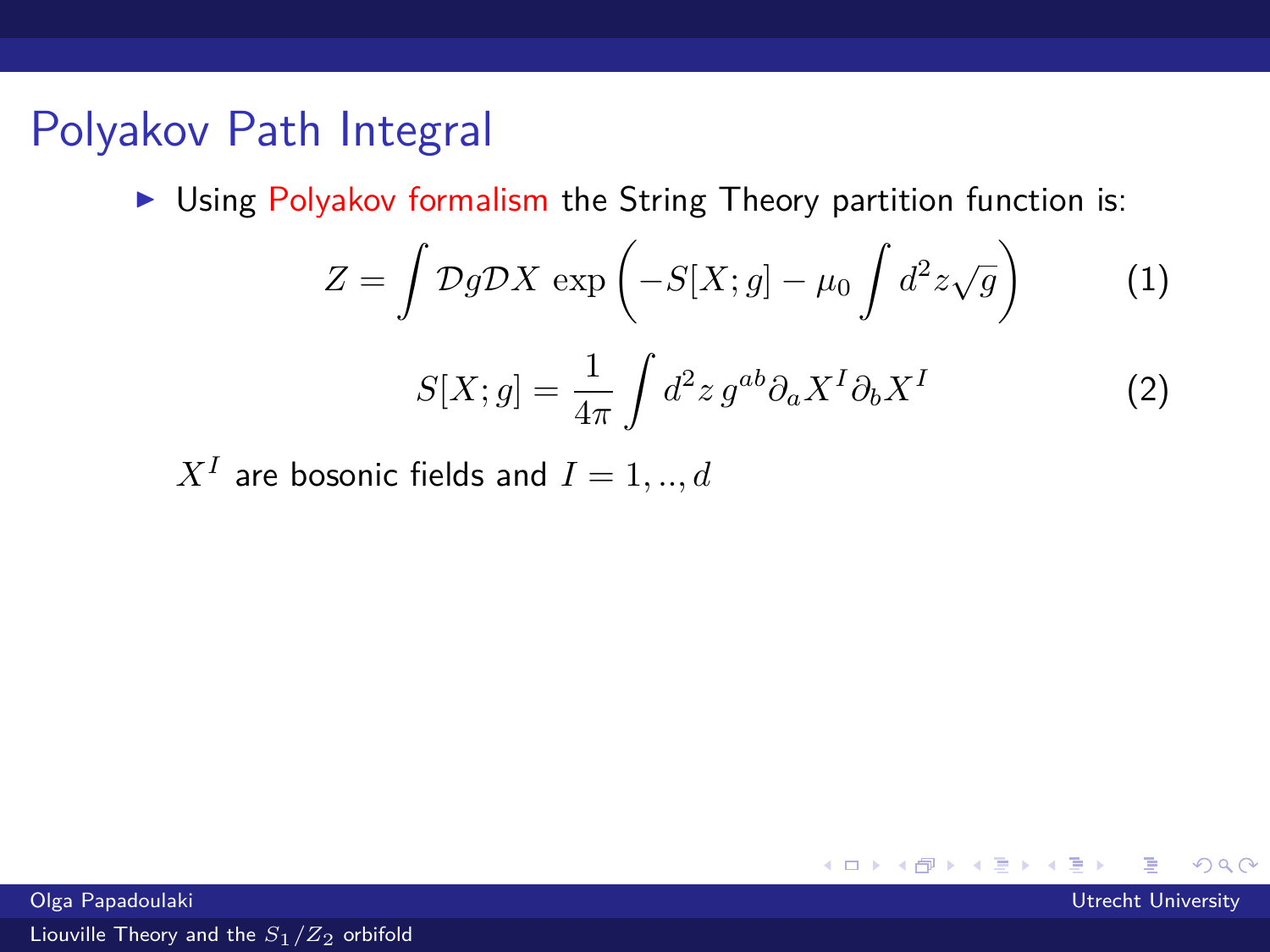# Polyakov Path Integral

- Using Polyakov formalism the String Theory partition function is:

$$Z = \int \mathcal{D}g\mathcal{D}X \, \exp\left(-S[X;g] - \mu_0 \int d^2z\sqrt{g}\right) \tag{1}$$

$$S[X;g] = \frac{1}{4\pi} \int d^2z \, g^{ab} \partial_a X^I \partial_b X^I \tag{2}$$

$X^I$ are bosonic fields and $I = 1, .., d$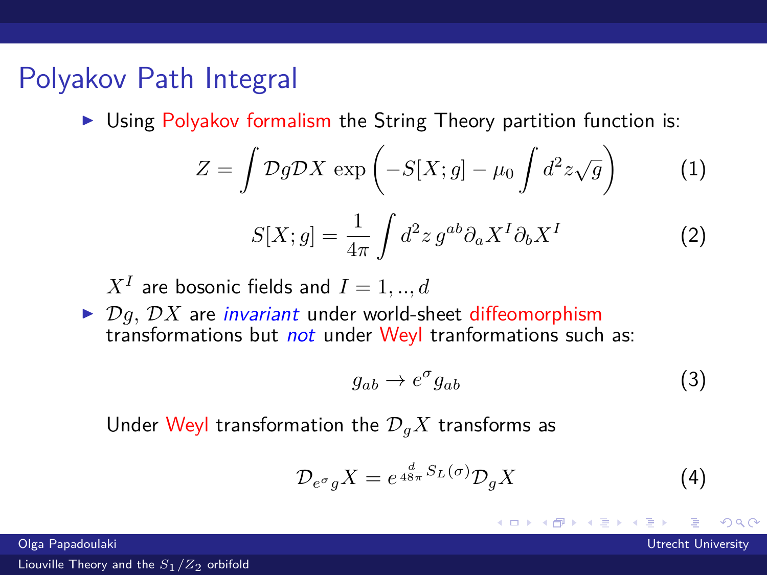# Polyakov Path Integral

- Using Polyakov formalism the String Theory partition function is:

$$Z = \int \mathcal{D}g\mathcal{D}X \, \exp\left(-S[X;g] - \mu_0 \int d^2z\sqrt{g}\right) \tag{1}$$

$$S[X;g] = \frac{1}{4\pi}\int d^2z \, g^{ab}\partial_a X^I \partial_b X^I \tag{2}$$

  $X^I$ are bosonic fields and $I = 1, .., d$

- $\mathcal{D}g$, $\mathcal{D}X$ are *invariant* under world-sheet diffeomorphism transformations but *not* under Weyl tranformations such as:

$$g_{ab} \to e^{\sigma} g_{ab} \tag{3}$$

  Under Weyl transformation the $\mathcal{D}_g X$ transforms as

$$\mathcal{D}_{e^\sigma g} X = e^{\frac{d}{48\pi} S_L(\sigma)} \mathcal{D}_g X \tag{4}$$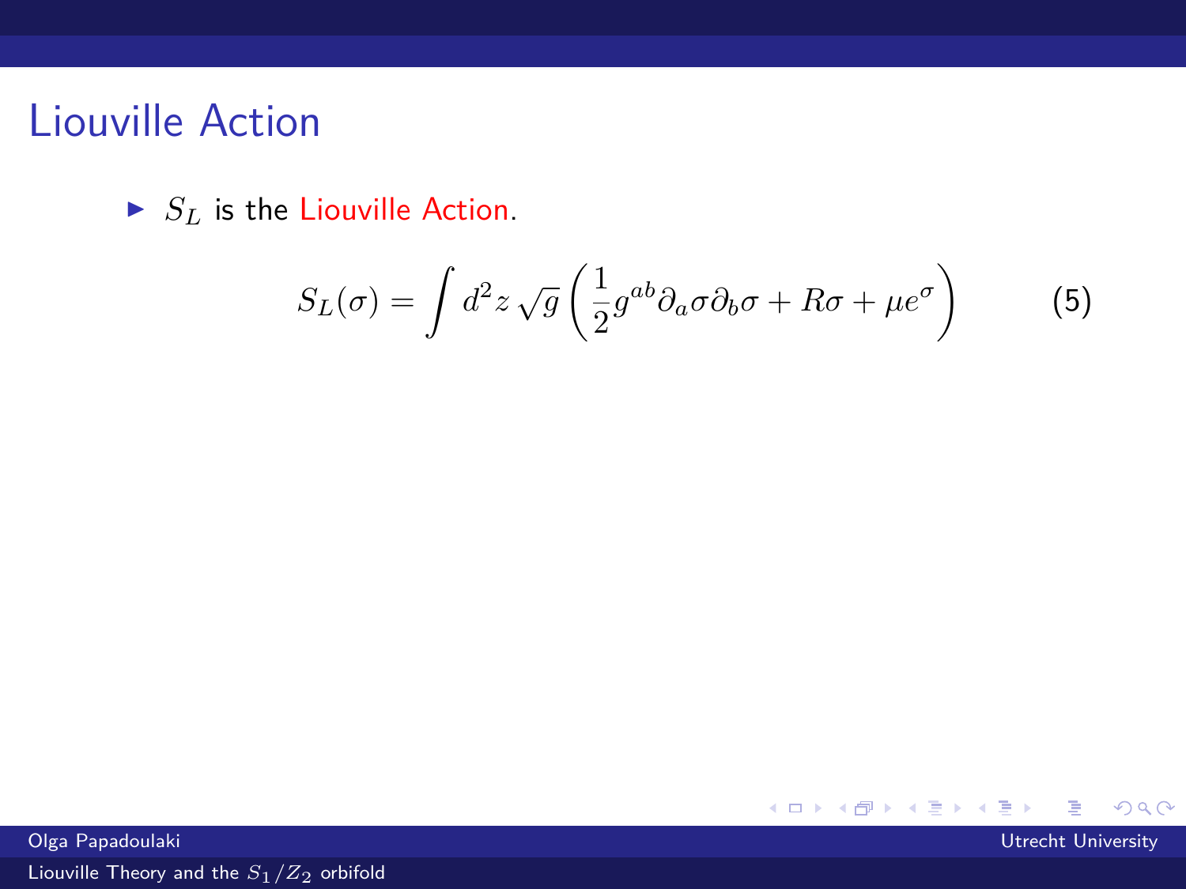# Liouville Action

- $S_L$ is the Liouville Action.

$$S_L(\sigma) = \int d^2z \sqrt{g} \left( \frac{1}{2} g^{ab} \partial_a \sigma \partial_b \sigma + R\sigma + \mu e^{\sigma} \right) \tag{5}$$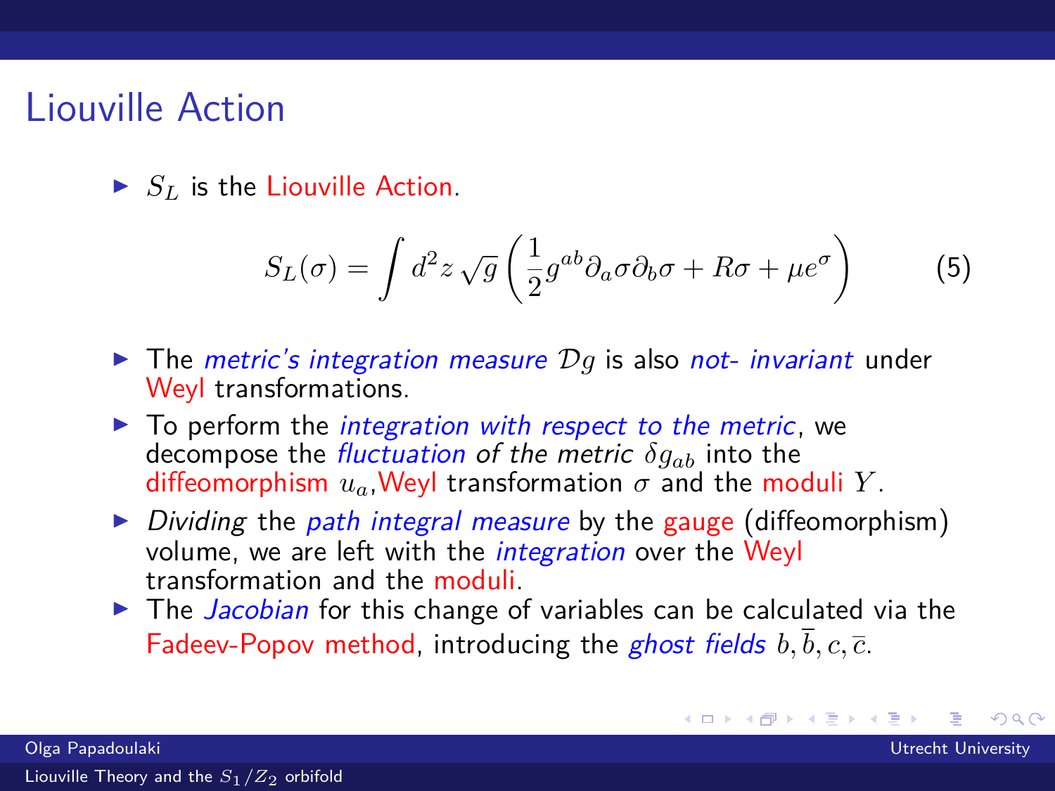# Liouville Action

- $S_L$ is the Liouville Action.

$$S_L(\sigma) = \int d^2z \sqrt{g} \left( \frac{1}{2} g^{ab} \partial_a \sigma \partial_b \sigma + R\sigma + \mu e^{\sigma} \right) \tag{5}$$

- The *metric's integration measure* $\mathcal{D}g$ is also *not- invariant* under Weyl transformations.
- To perform the *integration with respect to the metric*, we decompose the *fluctuation of the metric* $\delta g_{ab}$ into the diffeomorphism $u_a$,Weyl transformation $\sigma$ and the moduli $Y$.
- *Dividing* the *path integral measure* by the gauge (diffeomorphism) volume, we are left with the *integration* over the Weyl transformation and the moduli.
- The *Jacobian* for this change of variables can be calculated via the Fadeev-Popov method, introducing the *ghost fields* $b, \overline{b}, c, \overline{c}$.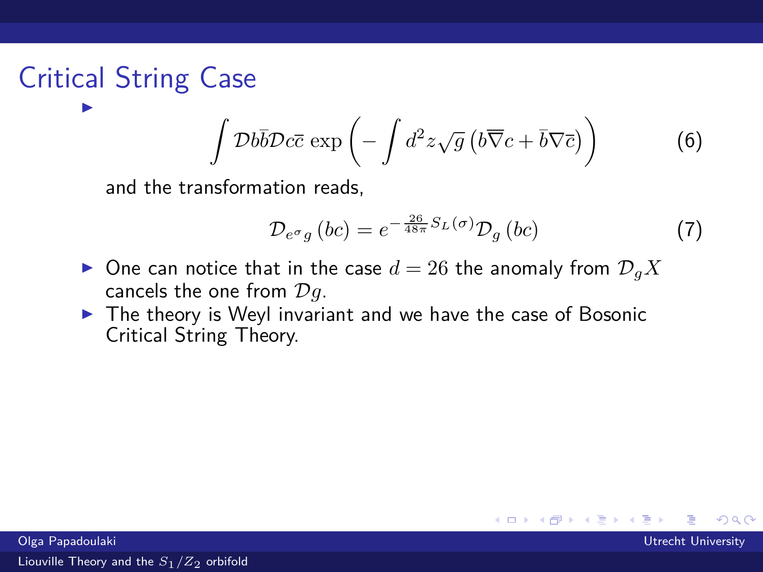# Critical String Case

- $$\int \mathcal{D}b\bar{b}\mathcal{D}c\bar{c}\, \exp\left(-\int d^2z\sqrt{g}\left(b\overline{\nabla}c + \bar{b}\nabla\bar{c}\right)\right) \tag{6}$$

  and the transformation reads,

  $$\mathcal{D}_{e^{\sigma}g}\left(bc\right) = e^{-\frac{26}{48\pi}S_L(\sigma)}\mathcal{D}_g\left(bc\right) \tag{7}$$

- One can notice that in the case $d = 26$ the anomaly from $\mathcal{D}_g X$ cancels the one from $\mathcal{D}g$.
- The theory is Weyl invariant and we have the case of Bosonic Critical String Theory.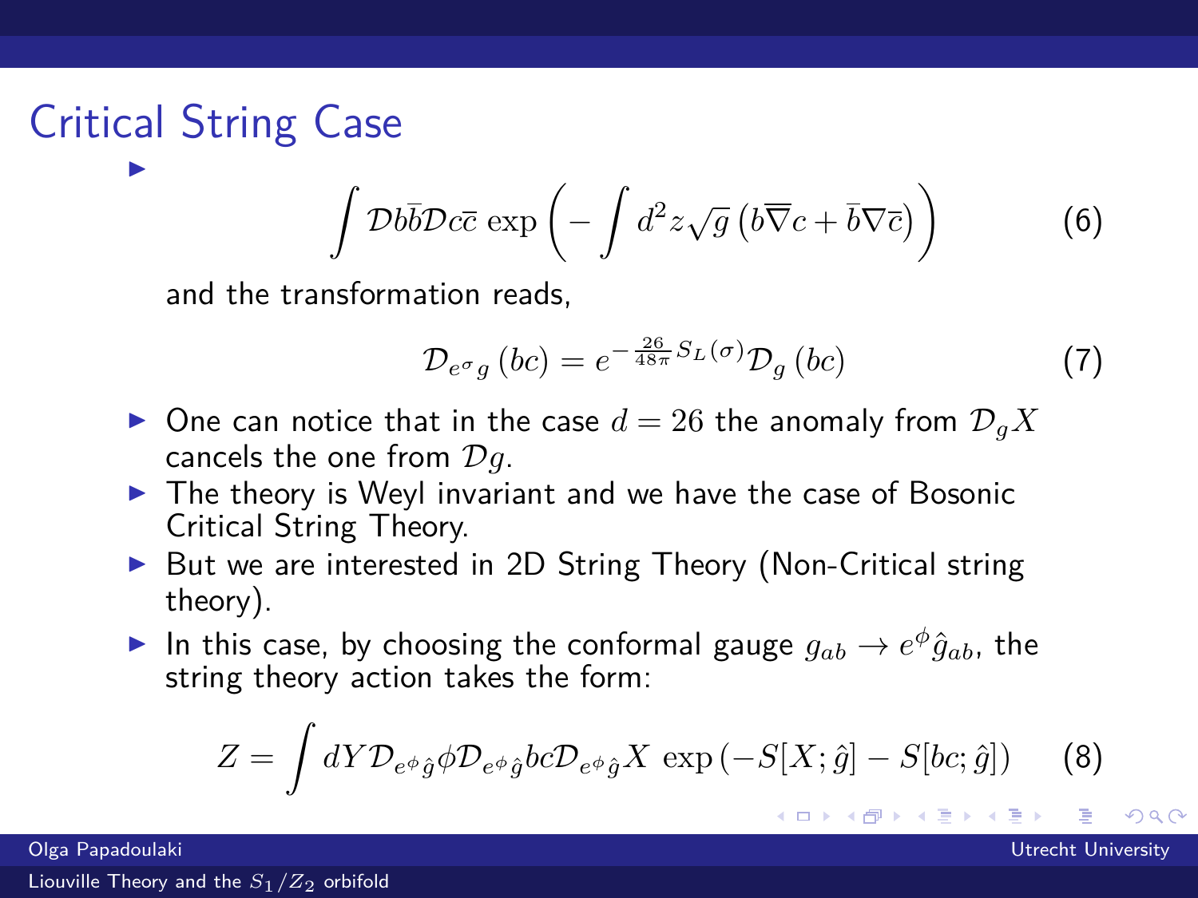# Critical String Case

- $$\int \mathcal{D}b\bar{b}\mathcal{D}c\bar{c}\, \exp\left(-\int d^2z\sqrt{g}\left(b\overline{\nabla}c + \bar{b}\nabla\bar{c}\right)\right) \tag{6}$$

  and the transformation reads,

  $$\mathcal{D}_{e^\sigma g}\left(bc\right) = e^{-\frac{26}{48\pi}S_L(\sigma)}\mathcal{D}_g\left(bc\right) \tag{7}$$

- One can notice that in the case $d = 26$ the anomaly from $\mathcal{D}_g X$ cancels the one from $\mathcal{D}g$.
- The theory is Weyl invariant and we have the case of Bosonic Critical String Theory.
- But we are interested in 2D String Theory (Non-Critical string theory).
- In this case, by choosing the conformal gauge $g_{ab} \rightarrow e^{\phi}\hat{g}_{ab}$, the string theory action takes the form:

$$Z = \int dY \mathcal{D}_{e^\phi\hat{g}}\phi\mathcal{D}_{e^\phi\hat{g}}bc\mathcal{D}_{e^\phi\hat{g}}X\, \exp\left(-S[X;\hat{g}] - S[bc;\hat{g}]\right) \tag{8}$$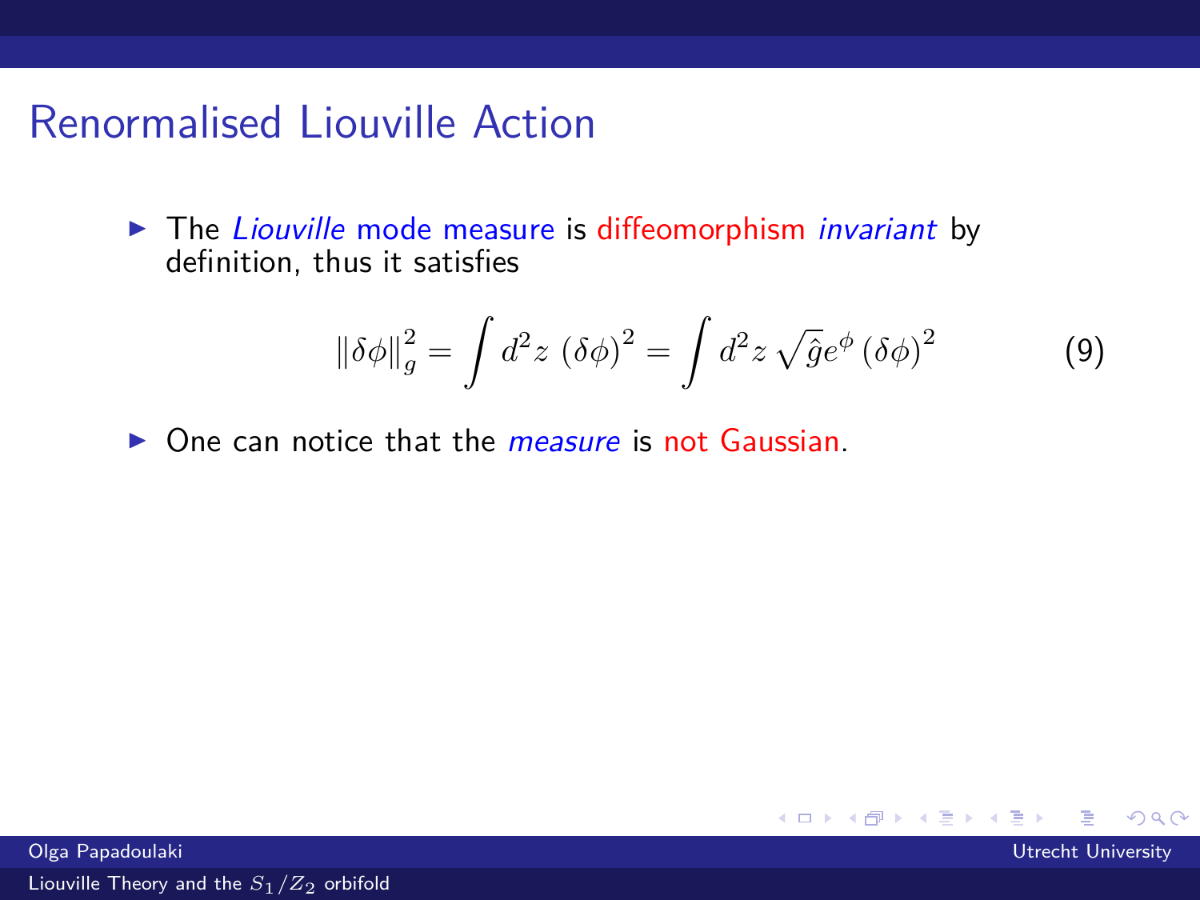# Renormalised Liouville Action

- The *Liouville* mode measure is diffeomorphism *invariant* by definition, thus it satisfies

$$\|\delta\phi\|_g^2 = \int d^2z \, (\delta\phi)^2 = \int d^2z \, \sqrt{\hat{g}} e^{\phi} \, (\delta\phi)^2 \tag{9}$$

- One can notice that the *measure* is not Gaussian.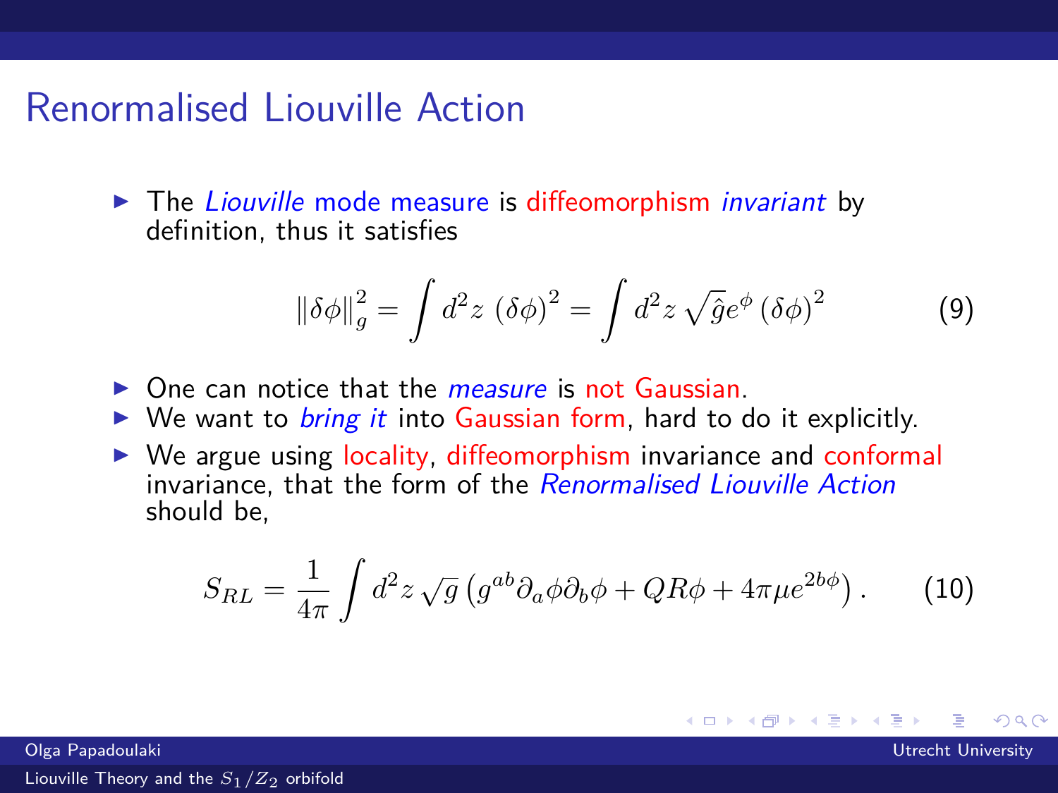# Renormalised Liouville Action

- The *Liouville* mode measure is diffeomorphism *invariant* by definition, thus it satisfies

$$\|\delta\phi\|_g^2 = \int d^2z \, (\delta\phi)^2 = \int d^2z \, \sqrt{\hat{g}} e^{\phi} \, (\delta\phi)^2 \tag{9}$$

- One can notice that the *measure* is not Gaussian.
- We want to *bring it* into Gaussian form, hard to do it explicitly.
- We argue using locality, diffeomorphism invariance and conformal invariance, that the form of the *Renormalised Liouville Action* should be,

$$S_{RL} = \frac{1}{4\pi} \int d^2z \, \sqrt{g} \left( g^{ab} \partial_a \phi \partial_b \phi + QR\phi + 4\pi\mu e^{2b\phi} \right). \tag{10}$$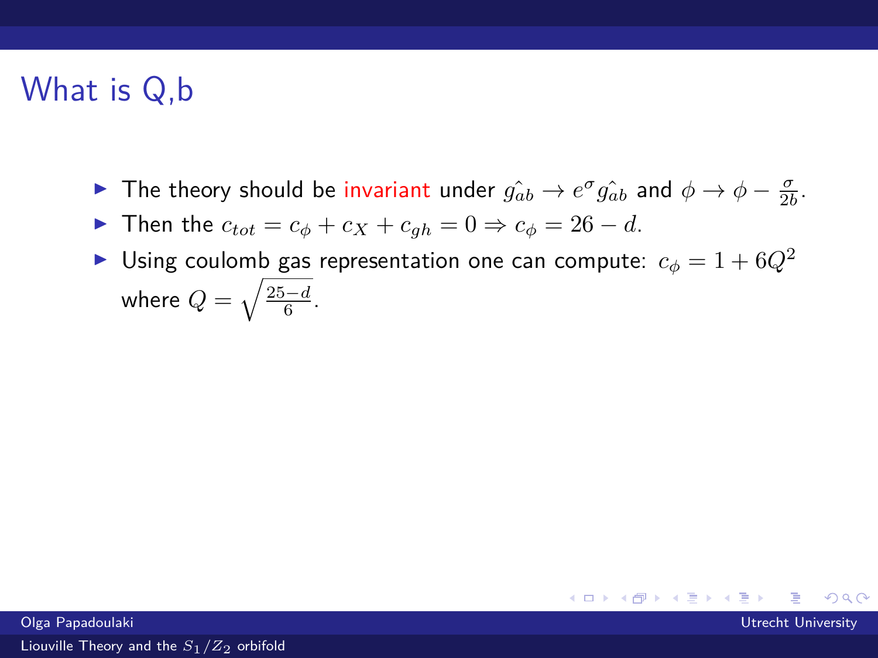# What is Q,b

- The theory should be invariant under $\hat{g_{ab}} \to e^{\sigma} \hat{g_{ab}}$ and $\phi \to \phi - \frac{\sigma}{2b}$.
- Then the $c_{tot} = c_{\phi} + c_X + c_{gh} = 0 \Rightarrow c_{\phi} = 26 - d$.
- Using coulomb gas representation one can compute: $c_{\phi} = 1 + 6Q^2$ where $Q = \sqrt{\frac{25-d}{6}}$.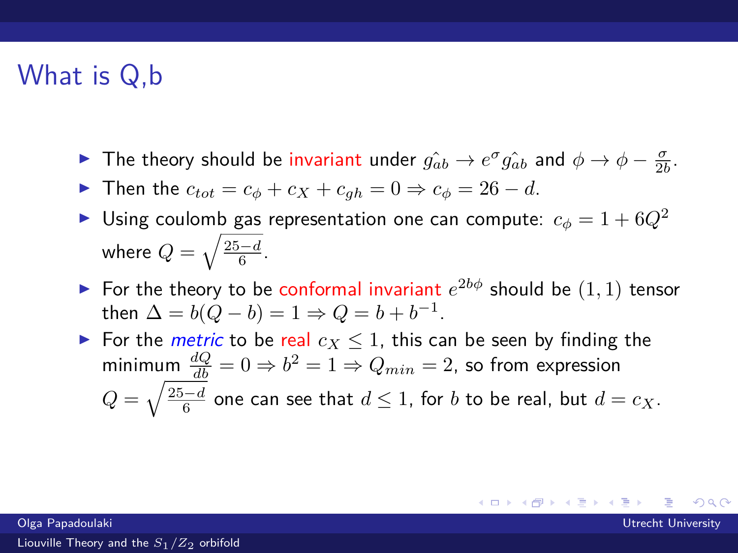# What is Q,b

- The theory should be invariant under $\hat{g_{ab}} \to e^{\sigma}\hat{g_{ab}}$ and $\phi \to \phi - \frac{\sigma}{2b}$.
- Then the $c_{tot} = c_{\phi} + c_X + c_{gh} = 0 \Rightarrow c_{\phi} = 26 - d$.
- Using coulomb gas representation one can compute: $c_{\phi} = 1 + 6Q^2$ where $Q = \sqrt{\frac{25-d}{6}}$.
- For the theory to be conformal invariant $e^{2b\phi}$ should be $(1,1)$ tensor then $\Delta = b(Q-b) = 1 \Rightarrow Q = b + b^{-1}$.
- For the *metric* to be real $c_X \leq 1$, this can be seen by finding the minimum $\frac{dQ}{db} = 0 \Rightarrow b^2 = 1 \Rightarrow Q_{min} = 2$, so from expression $Q = \sqrt{\frac{25-d}{6}}$ one can see that $d \leq 1$, for $b$ to be real, but $d = c_X$.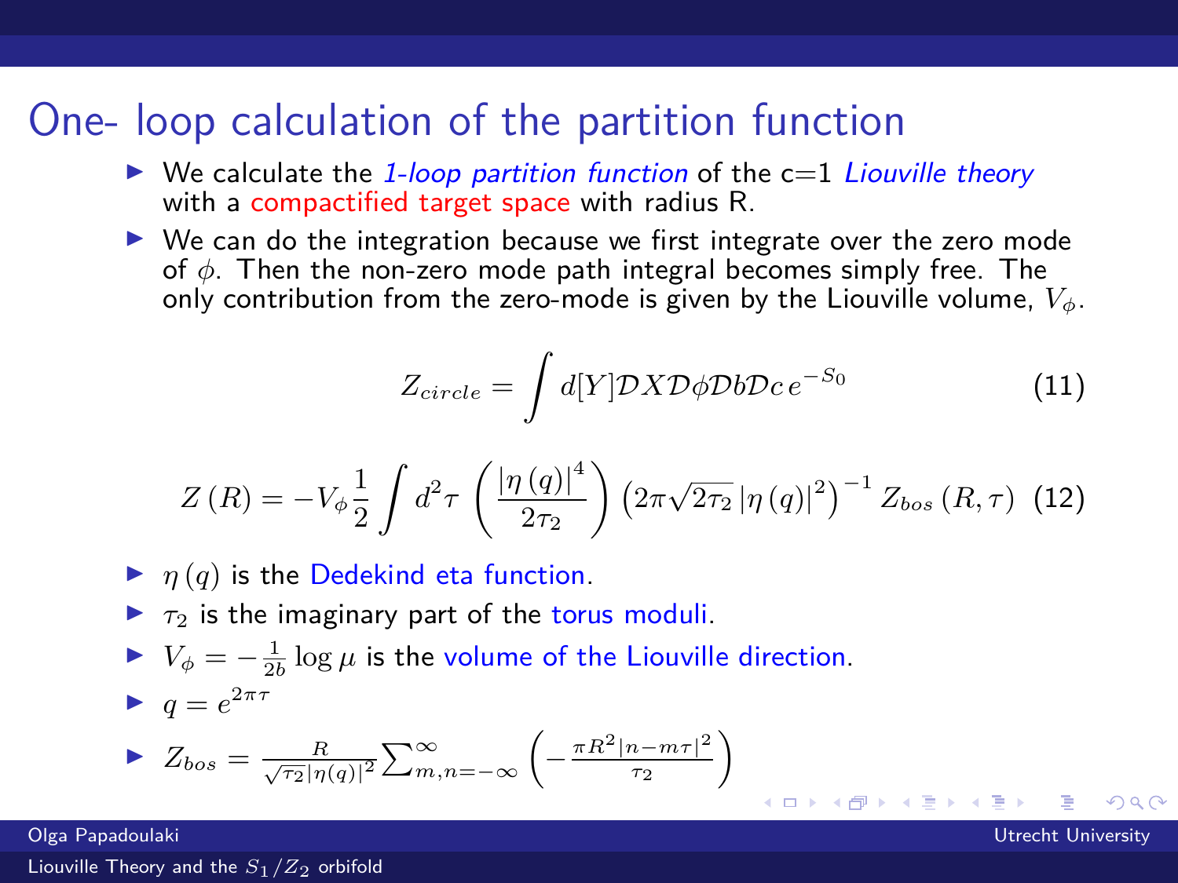# One- loop calculation of the partition function

- We calculate the *1-loop partition function* of the c=1 *Liouville theory* with a compactified target space with radius R.
- We can do the integration because we first integrate over the zero mode of $\phi$. Then the non-zero mode path integral becomes simply free. The only contribution from the zero-mode is given by the Liouville volume, $V_\phi$.

$$Z_{circle} = \int d[Y]\mathcal{D}X\mathcal{D}\phi\mathcal{D}b\mathcal{D}c\, e^{-S_0} \tag{11}$$

$$Z(R) = -V_\phi \frac{1}{2}\int d^2\tau \left(\frac{|\eta(q)|^4}{2\tau_2}\right)\left(2\pi\sqrt{2\tau_2}\,|\eta(q)|^2\right)^{-1} Z_{bos}(R,\tau) \tag{12}$$

- $\eta(q)$ is the Dedekind eta function.
- $\tau_2$ is the imaginary part of the torus moduli.
- $V_\phi = -\frac{1}{2b}\log\mu$ is the volume of the Liouville direction.
- $q = e^{2\pi\tau}$
- $Z_{bos} = \frac{R}{\sqrt{\tau_2}|\eta(q)|^2}\sum_{m,n=-\infty}^{\infty}\left(-\frac{\pi R^2|n-m\tau|^2}{\tau_2}\right)$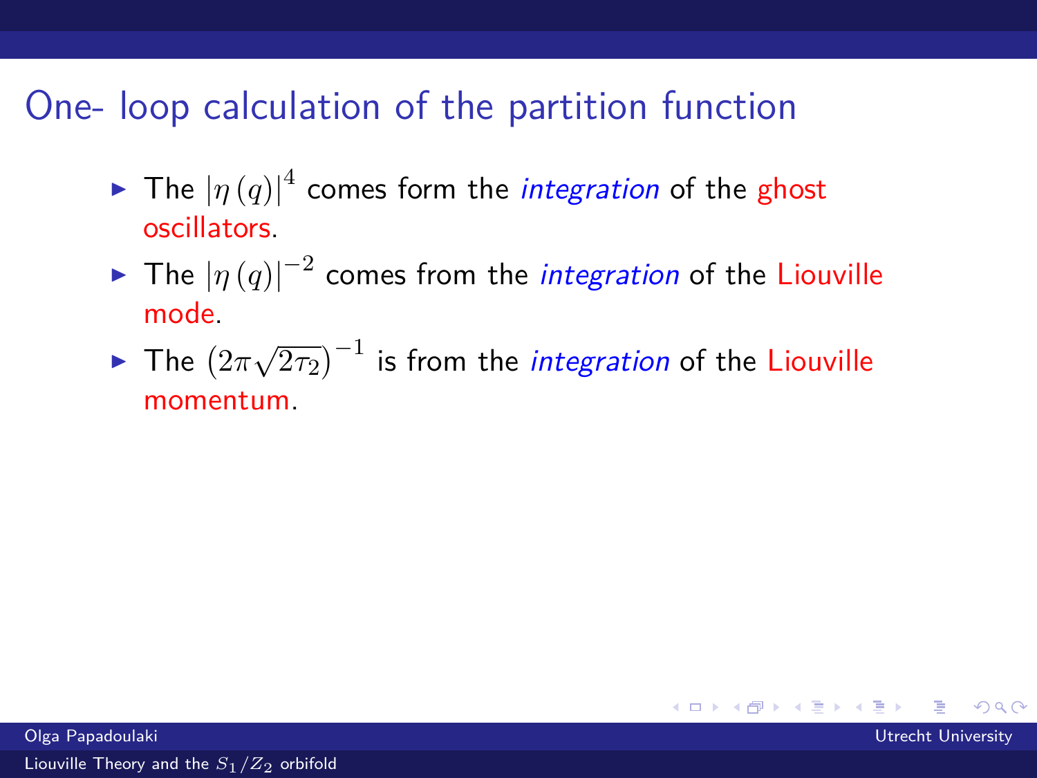## One- loop calculation of the partition function

- The $|\eta(q)|^4$ comes form the *integration* of the ghost oscillators.
- The $|\eta(q)|^{-2}$ comes from the *integration* of the Liouville mode.
- The $\left(2\pi\sqrt{2\tau_2}\right)^{-1}$ is from the *integration* of the Liouville momentum.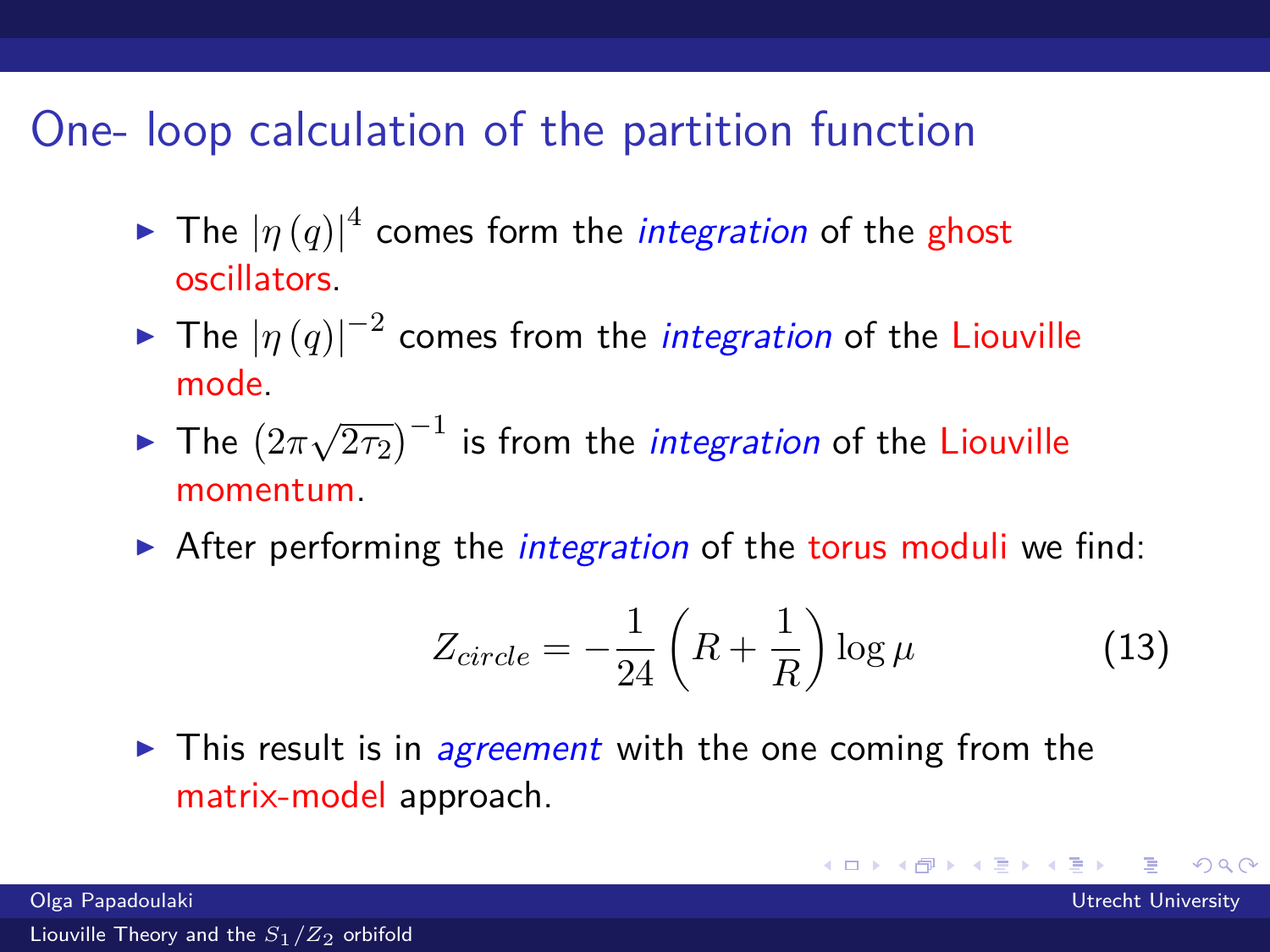# One- loop calculation of the partition function

- The $|\eta(q)|^4$ comes form the *integration* of the ghost oscillators.
- The $|\eta(q)|^{-2}$ comes from the *integration* of the Liouville mode.
- The $\left(2\pi\sqrt{2\tau_2}\right)^{-1}$ is from the *integration* of the Liouville momentum.
- After performing the *integration* of the torus moduli we find:

$$Z_{circle} = -\frac{1}{24}\left(R + \frac{1}{R}\right)\log\mu \tag{13}$$

- This result is in *agreement* with the one coming from the matrix-model approach.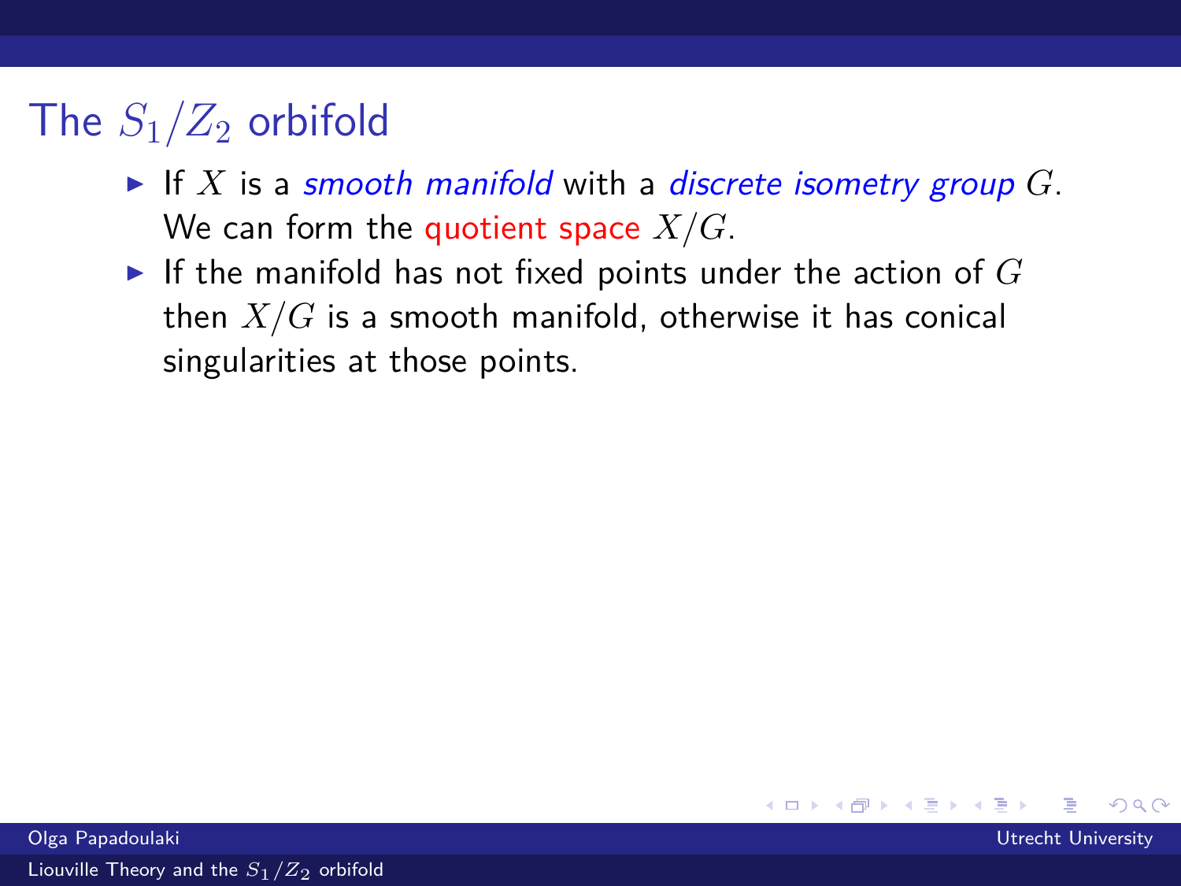## The $S_1/Z_2$ orbifold

- If $X$ is a *smooth manifold* with a *discrete isometry group* $G$. We can form the quotient space $X/G$.
- If the manifold has not fixed points under the action of $G$ then $X/G$ is a smooth manifold, otherwise it has conical singularities at those points.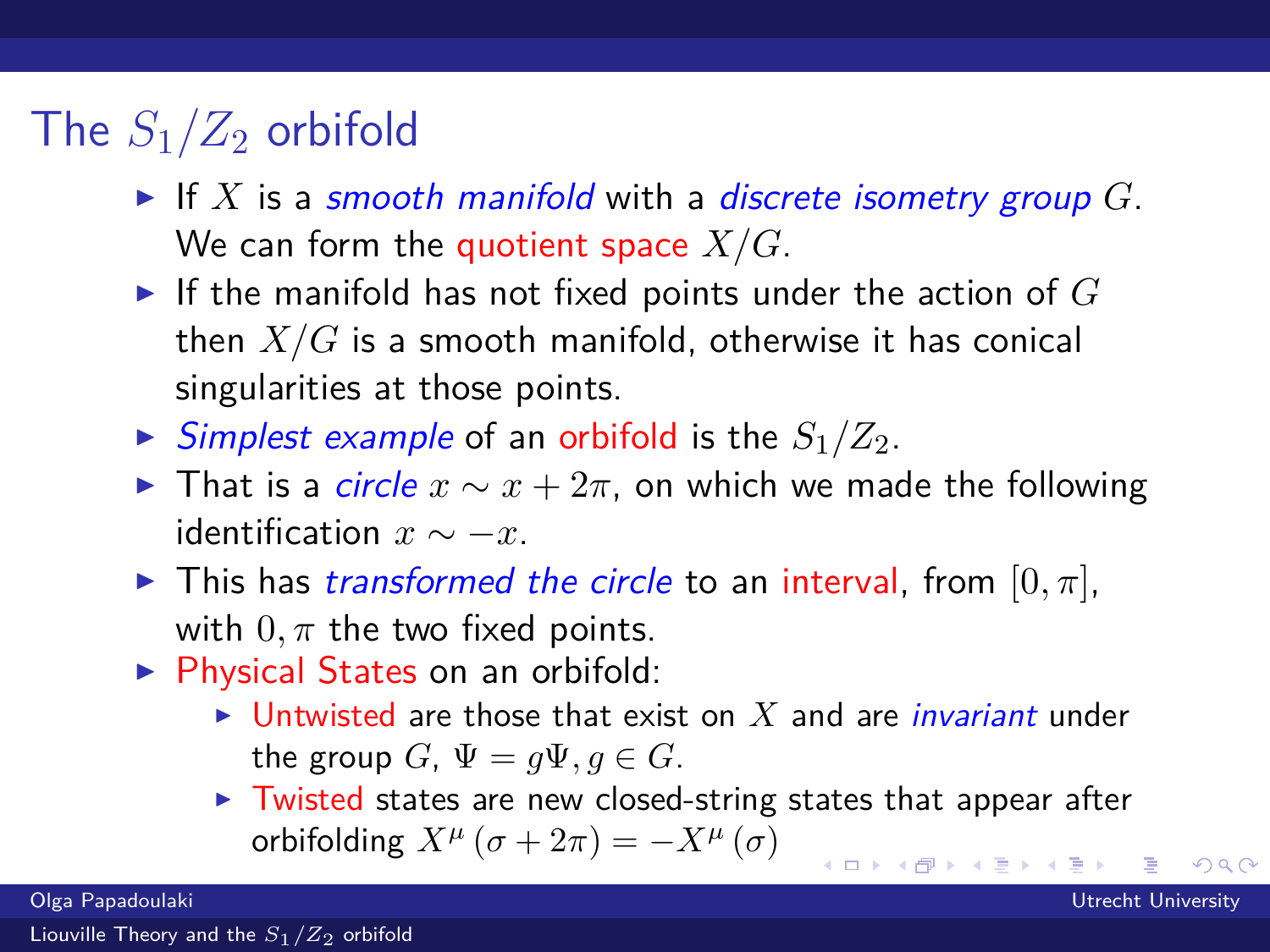# The $S_1/Z_2$ orbifold

- If $X$ is a *smooth manifold* with a *discrete isometry group* $G$. We can form the quotient space $X/G$.
- If the manifold has not fixed points under the action of $G$ then $X/G$ is a smooth manifold, otherwise it has conical singularities at those points.
- *Simplest example* of an orbifold is the $S_1/Z_2$.
- That is a *circle* $x \sim x + 2\pi$, on which we made the following identification $x \sim -x$.
- This has *transformed the circle* to an interval, from $[0, \pi]$, with $0, \pi$ the two fixed points.
- Physical States on an orbifold:
  - Untwisted are those that exist on $X$ and are *invariant* under the group $G$, $\Psi = g\Psi, g \in G$.
  - Twisted states are new closed-string states that appear after orbifolding $X^{\mu}(\sigma + 2\pi) = -X^{\mu}(\sigma)$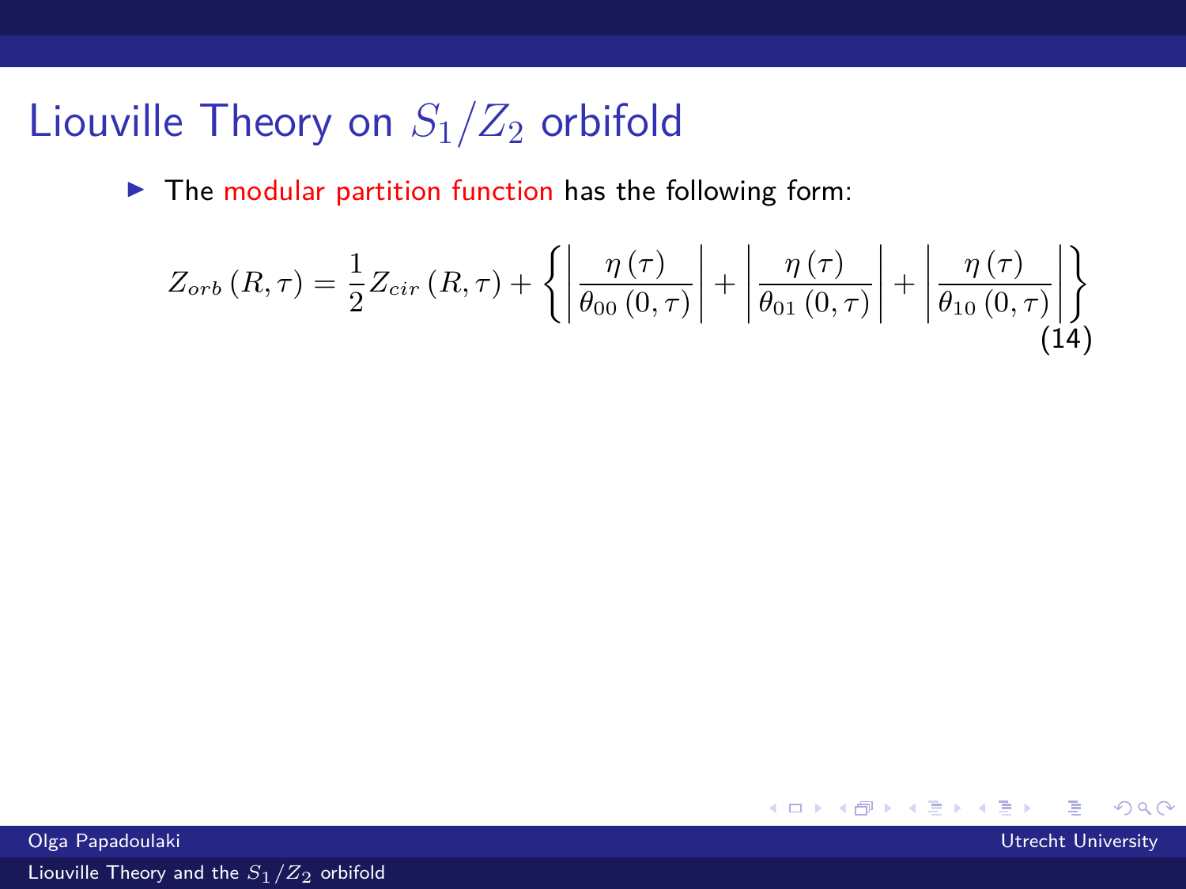# Liouville Theory on $S_1/Z_2$ orbifold

- The modular partition function has the following form:

$$Z_{orb}\left(R,\tau\right) = \frac{1}{2}Z_{cir}\left(R,\tau\right) + \left\{ \left| \frac{\eta\left(\tau\right)}{\theta_{00}\left(0,\tau\right)} \right| + \left| \frac{\eta\left(\tau\right)}{\theta_{01}\left(0,\tau\right)} \right| + \left| \frac{\eta\left(\tau\right)}{\theta_{10}\left(0,\tau\right)} \right| \right\} \tag{14}$$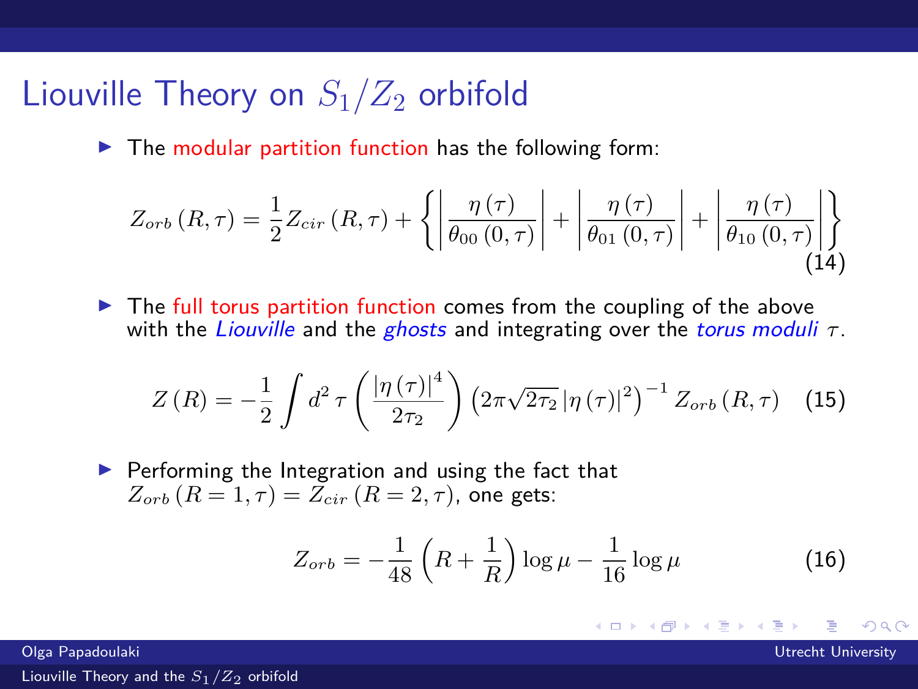# Liouville Theory on $S_1/Z_2$ orbifold

- The modular partition function has the following form:

$$Z_{orb}\left(R,\tau\right) = \frac{1}{2} Z_{cir}\left(R,\tau\right) + \left\{ \left| \frac{\eta\left(\tau\right)}{\theta_{00}\left(0,\tau\right)} \right| + \left| \frac{\eta\left(\tau\right)}{\theta_{01}\left(0,\tau\right)} \right| + \left| \frac{\eta\left(\tau\right)}{\theta_{10}\left(0,\tau\right)} \right| \right\} \tag{14}$$

- The full torus partition function comes from the coupling of the above with the *Liouville* and the *ghosts* and integrating over the *torus moduli* $\tau$.

$$Z\left(R\right) = -\frac{1}{2} \int d^2\,\tau \left( \frac{\left|\eta\left(\tau\right)\right|^4}{2\tau_2} \right) \left( 2\pi\sqrt{2\tau_2}\left|\eta\left(\tau\right)\right|^2 \right)^{-1} Z_{orb}\left(R,\tau\right) \tag{15}$$

- Performing the Integration and using the fact that $Z_{orb}\left(R=1,\tau\right) = Z_{cir}\left(R=2,\tau\right)$, one gets:

$$Z_{orb} = -\frac{1}{48}\left(R + \frac{1}{R}\right)\log\mu - \frac{1}{16}\log\mu \tag{16}$$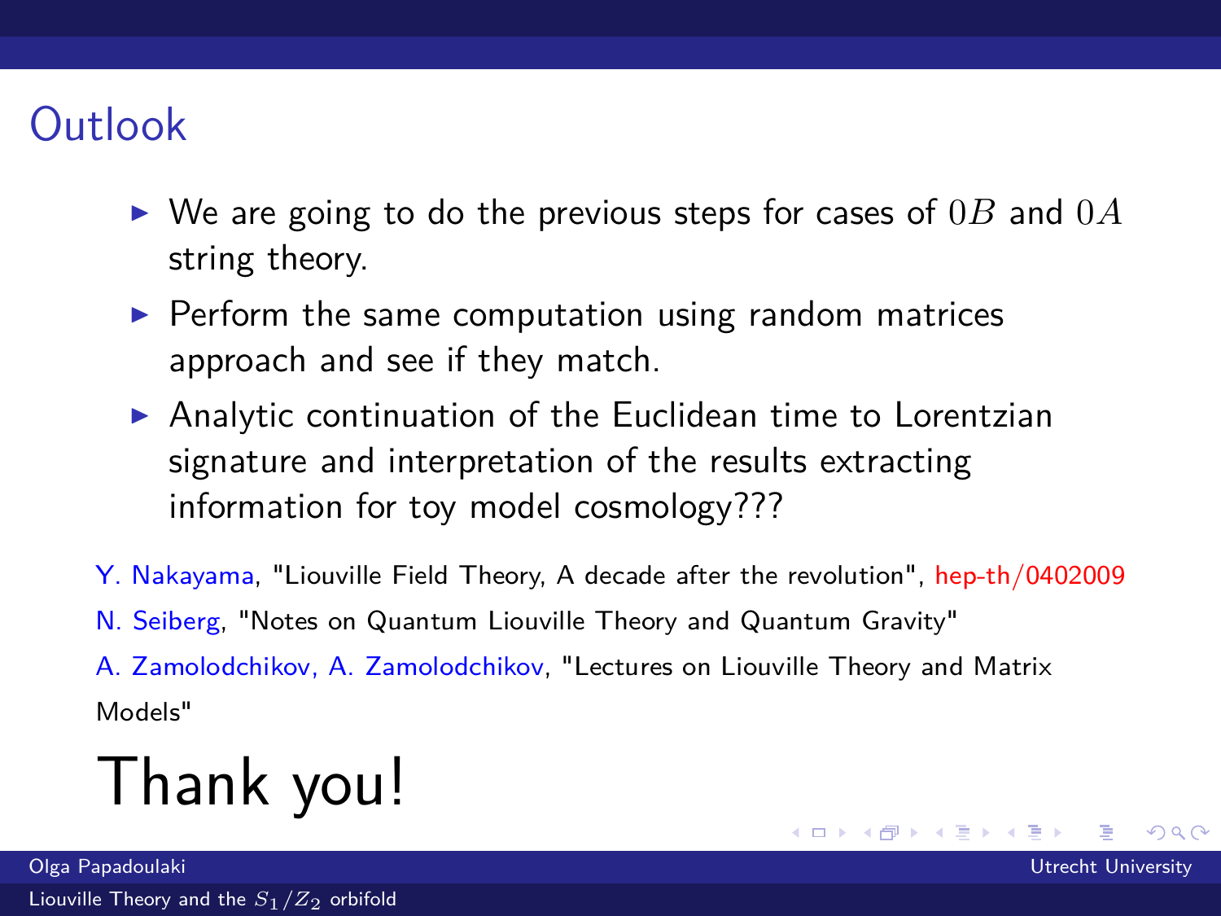# Outlook

- We are going to do the previous steps for cases of $0B$ and $0A$ string theory.
- Perform the same computation using random matrices approach and see if they match.
- Analytic continuation of the Euclidean time to Lorentzian signature and interpretation of the results extracting information for toy model cosmology???

Y. Nakayama, "Liouville Field Theory, A decade after the revolution", hep-th/0402009

N. Seiberg, "Notes on Quantum Liouville Theory and Quantum Gravity"

A. Zamolodchikov, A. Zamolodchikov, "Lectures on Liouville Theory and Matrix Models"

# Thank you!